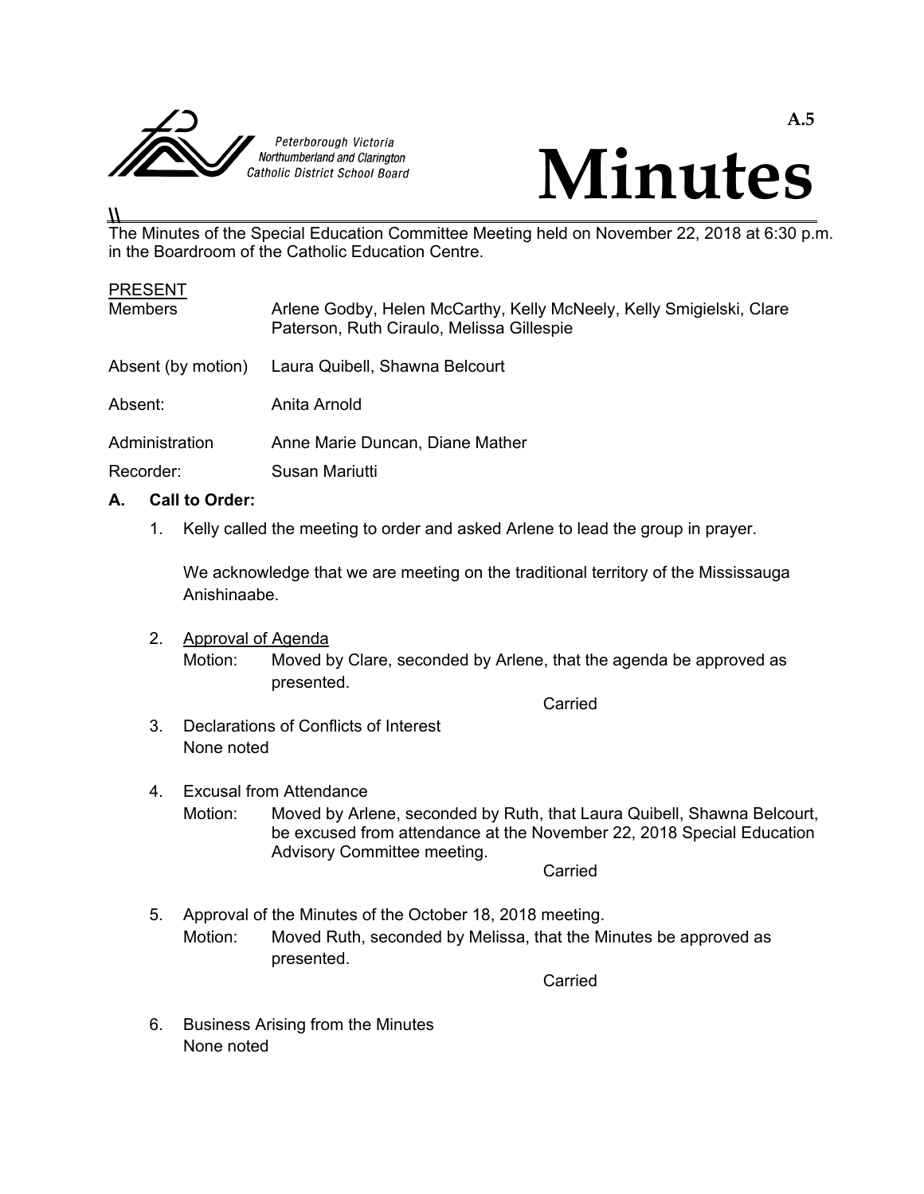Peterborough Victoria Northumberland and Clarington Catholic District School Board

A.5

# Minutes

The Minutes of the Special Education Committee Meeting held on November 22, 2018 at 6:30 p.m. in the Boardroom of the Catholic Education Centre.

PRESENT

| | |
|---|---|
| Members | Arlene Godby, Helen McCarthy, Kelly McNeely, Kelly Smigielski, Clare Paterson, Ruth Ciraulo, Melissa Gillespie |
| Absent (by motion) | Laura Quibell, Shawna Belcourt |
| Absent: | Anita Arnold |
| Administration | Anne Marie Duncan, Diane Mather |
| Recorder: | Susan Mariutti |

**A. Call to Order:**

1. Kelly called the meeting to order and asked Arlene to lead the group in prayer.

   We acknowledge that we are meeting on the traditional territory of the Mississauga Anishinaabe.

2. Approval of Agenda

   Motion: Moved by Clare, seconded by Arlene, that the agenda be approved as presented.

   Carried

3. Declarations of Conflicts of Interest

   None noted

4. Excusal from Attendance

   Motion: Moved by Arlene, seconded by Ruth, that Laura Quibell, Shawna Belcourt, be excused from attendance at the November 22, 2018 Special Education Advisory Committee meeting.

   Carried

5. Approval of the Minutes of the October 18, 2018 meeting.

   Motion: Moved Ruth, seconded by Melissa, that the Minutes be approved as presented.

   Carried

6. Business Arising from the Minutes

   None noted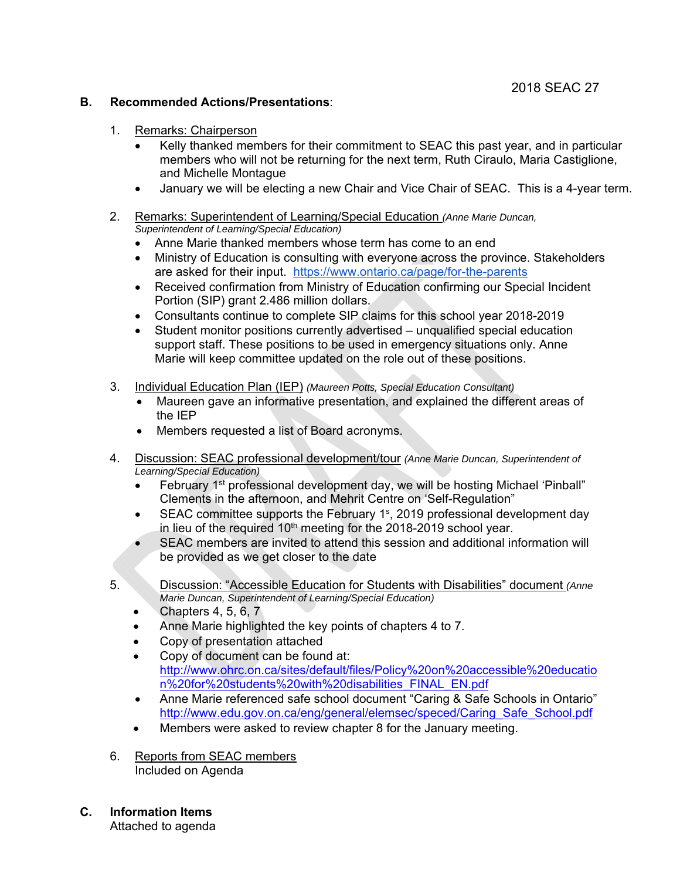2018 SEAC 27

**B. Recommended Actions/Presentations**:

1. Remarks: Chairperson
   - Kelly thanked members for their commitment to SEAC this past year, and in particular members who will not be returning for the next term, Ruth Ciraulo, Maria Castiglione, and Michelle Montague
   - January we will be electing a new Chair and Vice Chair of SEAC. This is a 4-year term.

2. Remarks: Superintendent of Learning/Special Education *(Anne Marie Duncan, Superintendent of Learning/Special Education)*
   - Anne Marie thanked members whose term has come to an end
   - Ministry of Education is consulting with everyone across the province. Stakeholders are asked for their input. https://www.ontario.ca/page/for-the-parents
   - Received confirmation from Ministry of Education confirming our Special Incident Portion (SIP) grant 2.486 million dollars.
   - Consultants continue to complete SIP claims for this school year 2018-2019
   - Student monitor positions currently advertised – unqualified special education support staff. These positions to be used in emergency situations only. Anne Marie will keep committee updated on the role out of these positions.

3. Individual Education Plan (IEP) *(Maureen Potts, Special Education Consultant)*
   - Maureen gave an informative presentation, and explained the different areas of the IEP
   - Members requested a list of Board acronyms.

4. Discussion: SEAC professional development/tour *(Anne Marie Duncan, Superintendent of Learning/Special Education)*
   - February 1st professional development day, we will be hosting Michael 'Pinball' Clements in the afternoon, and Mehrit Centre on 'Self-Regulation"
   - SEAC committee supports the February 1s, 2019 professional development day in lieu of the required 10th meeting for the 2018-2019 school year.
   - SEAC members are invited to attend this session and additional information will be provided as we get closer to the date

5. Discussion: "Accessible Education for Students with Disabilities" document *(Anne Marie Duncan, Superintendent of Learning/Special Education)*
   - Chapters 4, 5, 6, 7
   - Anne Marie highlighted the key points of chapters 4 to 7.
   - Copy of presentation attached
   - Copy of document can be found at: http://www.ohrc.on.ca/sites/default/files/Policy%20on%20accessible%20education%20for%20students%20with%20disabilities_FINAL_EN.pdf
   - Anne Marie referenced safe school document "Caring & Safe Schools in Ontario" http://www.edu.gov.on.ca/eng/general/elemsec/speced/Caring_Safe_School.pdf
   - Members were asked to review chapter 8 for the January meeting.

6. Reports from SEAC members
   Included on Agenda

**C. Information Items**
Attached to agenda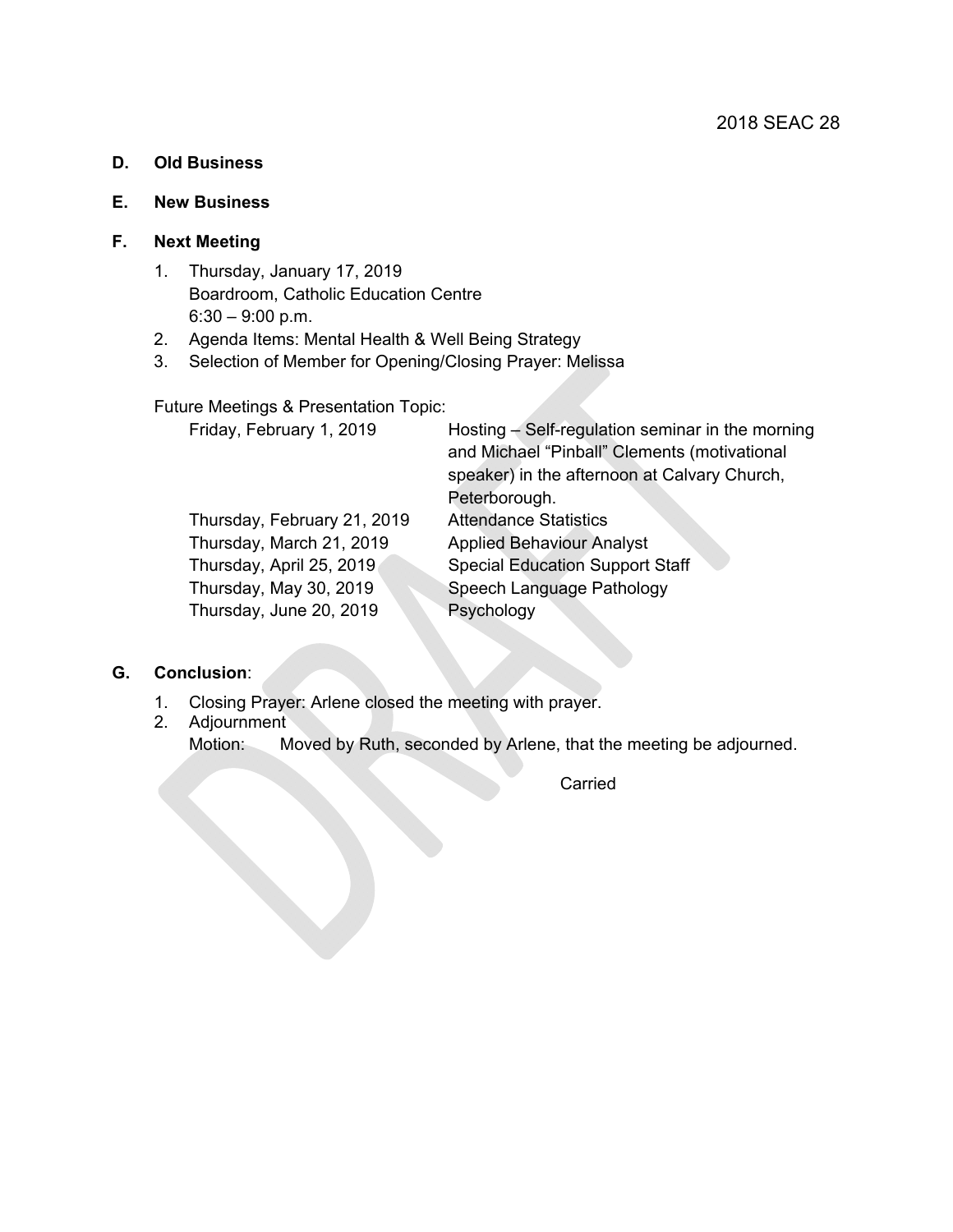2018 SEAC 28

**D. Old Business**

**E. New Business**

**F. Next Meeting**

1. Thursday, January 17, 2019
   Boardroom, Catholic Education Centre
   6:30 – 9:00 p.m.
2. Agenda Items: Mental Health & Well Being Strategy
3. Selection of Member for Opening/Closing Prayer: Melissa

Future Meetings & Presentation Topic:

| | |
|---|---|
| Friday, February 1, 2019 | Hosting – Self-regulation seminar in the morning and Michael "Pinball" Clements (motivational speaker) in the afternoon at Calvary Church, Peterborough. |
| Thursday, February 21, 2019 | Attendance Statistics |
| Thursday, March 21, 2019 | Applied Behaviour Analyst |
| Thursday, April 25, 2019 | Special Education Support Staff |
| Thursday, May 30, 2019 | Speech Language Pathology |
| Thursday, June 20, 2019 | Psychology |

**G. Conclusion**:

1. Closing Prayer: Arlene closed the meeting with prayer.
2. Adjournment
   Motion: Moved by Ruth, seconded by Arlene, that the meeting be adjourned.

   Carried

DRAFT